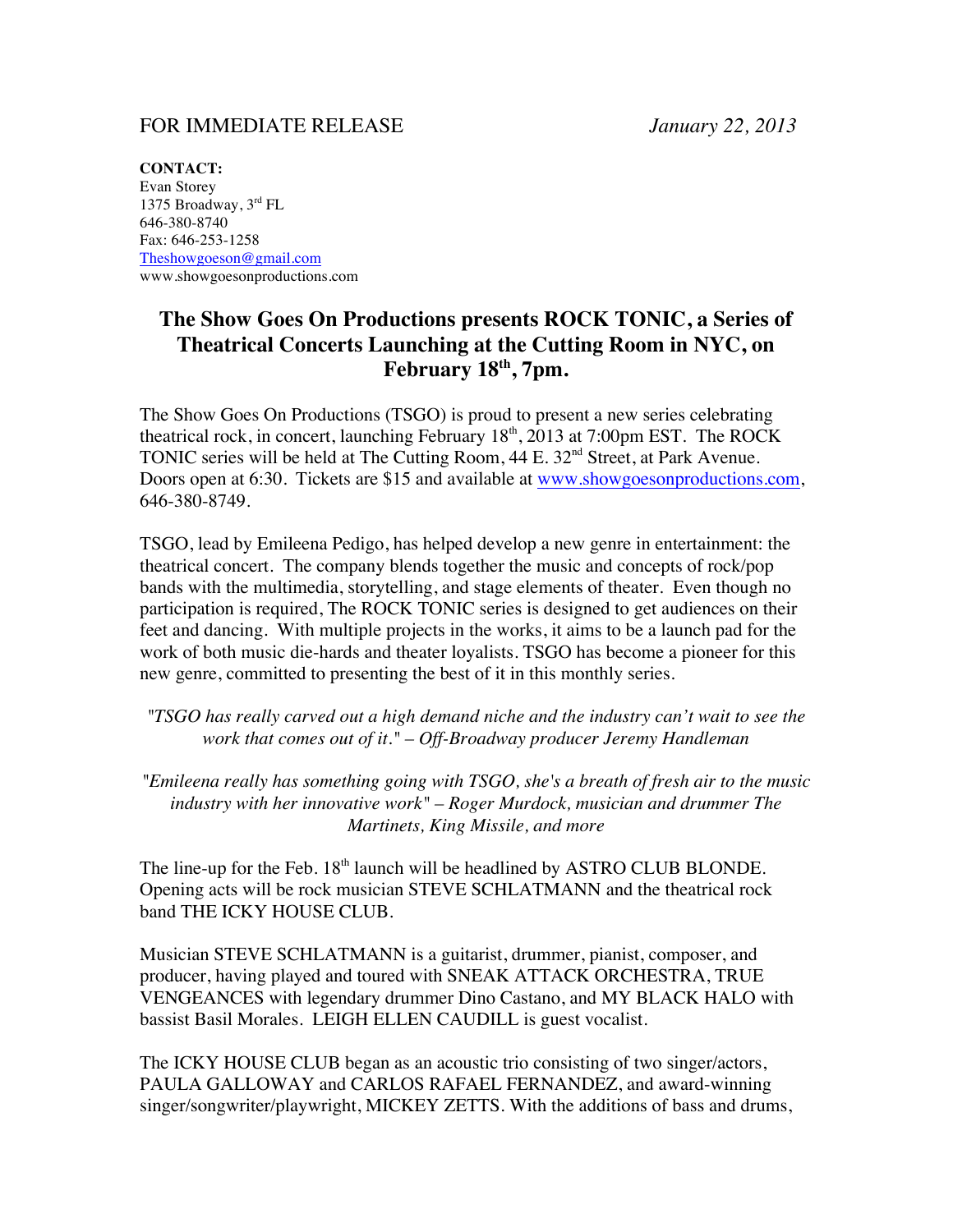FOR IMMEDIATE RELEASE *January 22, 2013*

**CONTACT:**
Evan Storey
1375 Broadway, 3rd FL
646-380-8740
Fax: 646-253-1258
Theshowgoeson@gmail.com
www.showgoesonproductions.com

# The Show Goes On Productions presents ROCK TONIC, a Series of Theatrical Concerts Launching at the Cutting Room in NYC, on February 18th, 7pm.

The Show Goes On Productions (TSGO) is proud to present a new series celebrating theatrical rock, in concert, launching February 18th, 2013 at 7:00pm EST. The ROCK TONIC series will be held at The Cutting Room, 44 E. 32nd Street, at Park Avenue. Doors open at 6:30. Tickets are $15 and available at www.showgoesonproductions.com, 646-380-8749.

TSGO, lead by Emileena Pedigo, has helped develop a new genre in entertainment: the theatrical concert. The company blends together the music and concepts of rock/pop bands with the multimedia, storytelling, and stage elements of theater. Even though no participation is required, The ROCK TONIC series is designed to get audiences on their feet and dancing. With multiple projects in the works, it aims to be a launch pad for the work of both music die-hards and theater loyalists. TSGO has become a pioneer for this new genre, committed to presenting the best of it in this monthly series.

*"TSGO has really carved out a high demand niche and the industry can't wait to see the work that comes out of it." – Off-Broadway producer Jeremy Handleman*

*"Emileena really has something going with TSGO, she's a breath of fresh air to the music industry with her innovative work" – Roger Murdock, musician and drummer The Martinets, King Missile, and more*

The line-up for the Feb. 18th launch will be headlined by ASTRO CLUB BLONDE. Opening acts will be rock musician STEVE SCHLATMANN and the theatrical rock band THE ICKY HOUSE CLUB.

Musician STEVE SCHLATMANN is a guitarist, drummer, pianist, composer, and producer, having played and toured with SNEAK ATTACK ORCHESTRA, TRUE VENGEANCES with legendary drummer Dino Castano, and MY BLACK HALO with bassist Basil Morales. LEIGH ELLEN CAUDILL is guest vocalist.

The ICKY HOUSE CLUB began as an acoustic trio consisting of two singer/actors, PAULA GALLOWAY and CARLOS RAFAEL FERNANDEZ, and award-winning singer/songwriter/playwright, MICKEY ZETTS. With the additions of bass and drums,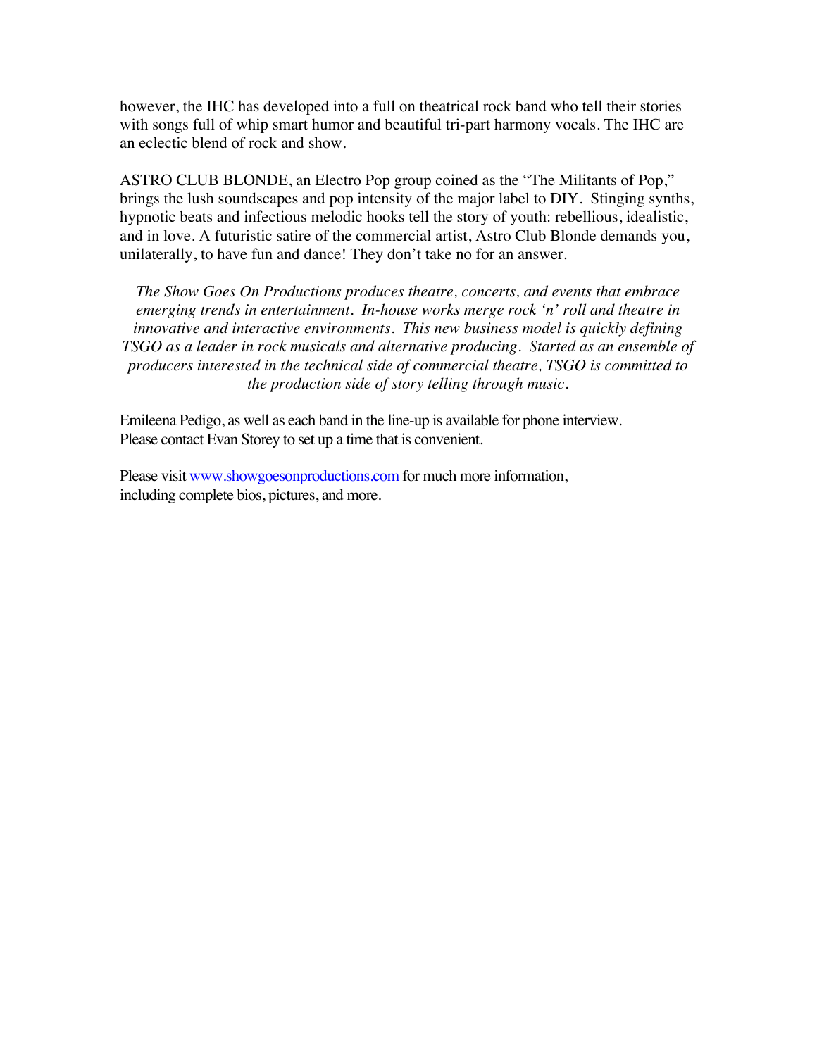however, the IHC has developed into a full on theatrical rock band who tell their stories with songs full of whip smart humor and beautiful tri-part harmony vocals. The IHC are an eclectic blend of rock and show.

ASTRO CLUB BLONDE, an Electro Pop group coined as the "The Militants of Pop," brings the lush soundscapes and pop intensity of the major label to DIY. Stinging synths, hypnotic beats and infectious melodic hooks tell the story of youth: rebellious, idealistic, and in love. A futuristic satire of the commercial artist, Astro Club Blonde demands you, unilaterally, to have fun and dance! They don't take no for an answer.

*The Show Goes On Productions produces theatre, concerts, and events that embrace emerging trends in entertainment. In-house works merge rock 'n' roll and theatre in innovative and interactive environments. This new business model is quickly defining TSGO as a leader in rock musicals and alternative producing. Started as an ensemble of producers interested in the technical side of commercial theatre, TSGO is committed to the production side of story telling through music.*

Emileena Pedigo, as well as each band in the line-up is available for phone interview. Please contact Evan Storey to set up a time that is convenient.

Please visit [www.showgoesonproductions.com](http://www.showgoesonproductions.com) for much more information, including complete bios, pictures, and more.